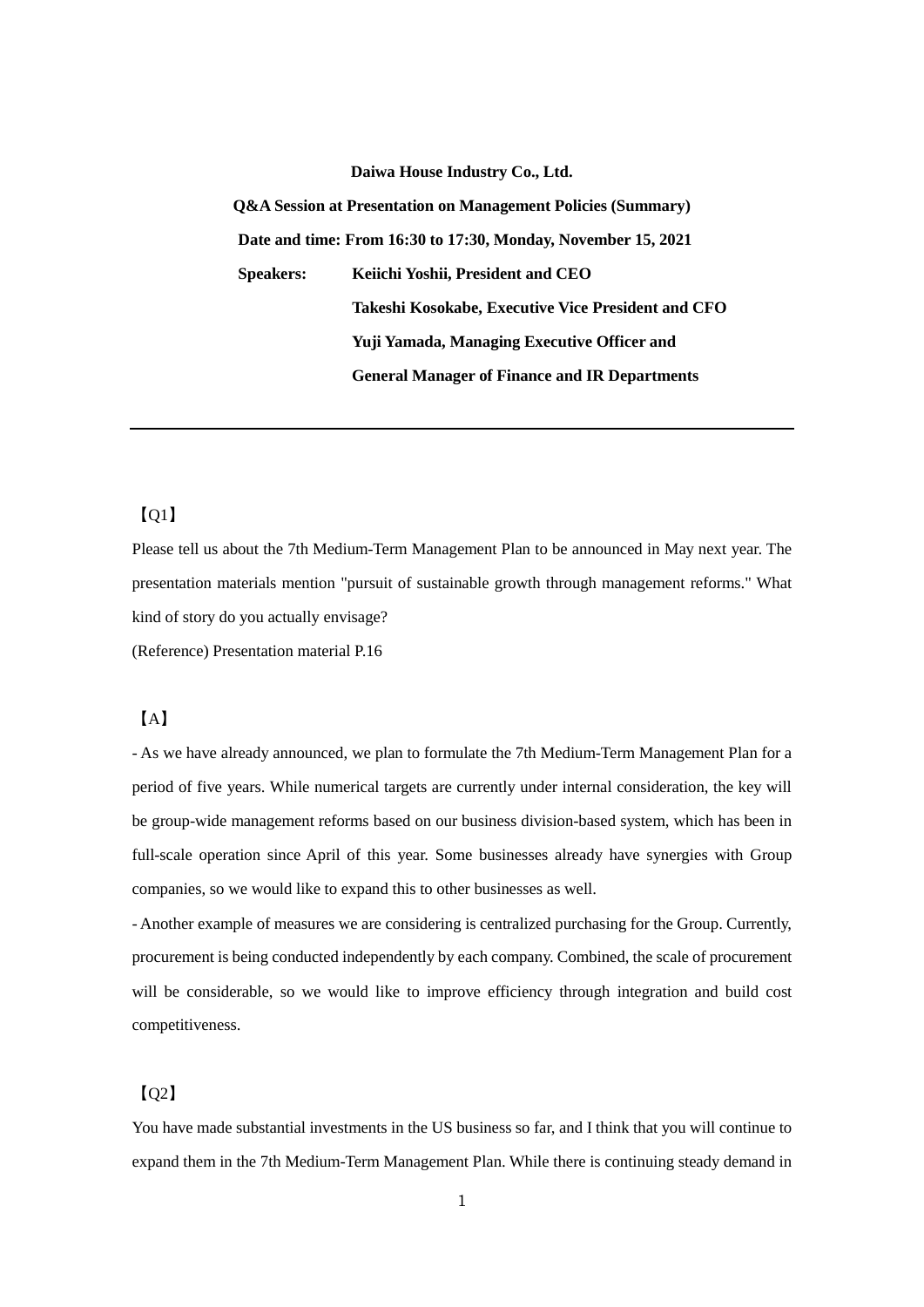**Daiwa House Industry Co., Ltd.**

**Q&A Session at Presentation on Management Policies (Summary)**

**Date and time: From 16:30 to 17:30, Monday, November 15, 2021**

**Speakers: Keiichi Yoshii, President and CEO**

**Takeshi Kosokabe, Executive Vice President and CFO**

**Yuji Yamada, Managing Executive Officer and General Manager of Finance and IR Departments**

---

【Q1】

Please tell us about the 7th Medium-Term Management Plan to be announced in May next year. The presentation materials mention "pursuit of sustainable growth through management reforms." What kind of story do you actually envisage?

(Reference) Presentation material P.16

【A】

- As we have already announced, we plan to formulate the 7th Medium-Term Management Plan for a period of five years. While numerical targets are currently under internal consideration, the key will be group-wide management reforms based on our business division-based system, which has been in full-scale operation since April of this year. Some businesses already have synergies with Group companies, so we would like to expand this to other businesses as well.
- Another example of measures we are considering is centralized purchasing for the Group. Currently, procurement is being conducted independently by each company. Combined, the scale of procurement will be considerable, so we would like to improve efficiency through integration and build cost competitiveness.

【Q2】

You have made substantial investments in the US business so far, and I think that you will continue to expand them in the 7th Medium-Term Management Plan. While there is continuing steady demand in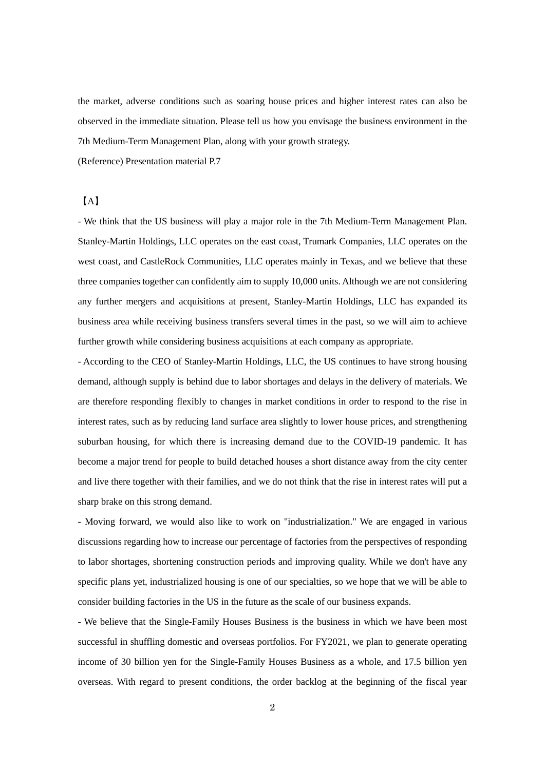the market, adverse conditions such as soaring house prices and higher interest rates can also be observed in the immediate situation. Please tell us how you envisage the business environment in the 7th Medium-Term Management Plan, along with your growth strategy.

(Reference) Presentation material P.7

【A】

- We think that the US business will play a major role in the 7th Medium-Term Management Plan. Stanley-Martin Holdings, LLC operates on the east coast, Trumark Companies, LLC operates on the west coast, and CastleRock Communities, LLC operates mainly in Texas, and we believe that these three companies together can confidently aim to supply 10,000 units. Although we are not considering any further mergers and acquisitions at present, Stanley-Martin Holdings, LLC has expanded its business area while receiving business transfers several times in the past, so we will aim to achieve further growth while considering business acquisitions at each company as appropriate.
- According to the CEO of Stanley-Martin Holdings, LLC, the US continues to have strong housing demand, although supply is behind due to labor shortages and delays in the delivery of materials. We are therefore responding flexibly to changes in market conditions in order to respond to the rise in interest rates, such as by reducing land surface area slightly to lower house prices, and strengthening suburban housing, for which there is increasing demand due to the COVID-19 pandemic. It has become a major trend for people to build detached houses a short distance away from the city center and live there together with their families, and we do not think that the rise in interest rates will put a sharp brake on this strong demand.
- Moving forward, we would also like to work on "industrialization." We are engaged in various discussions regarding how to increase our percentage of factories from the perspectives of responding to labor shortages, shortening construction periods and improving quality. While we don't have any specific plans yet, industrialized housing is one of our specialties, so we hope that we will be able to consider building factories in the US in the future as the scale of our business expands.
- We believe that the Single-Family Houses Business is the business in which we have been most successful in shuffling domestic and overseas portfolios. For FY2021, we plan to generate operating income of 30 billion yen for the Single-Family Houses Business as a whole, and 17.5 billion yen overseas. With regard to present conditions, the order backlog at the beginning of the fiscal year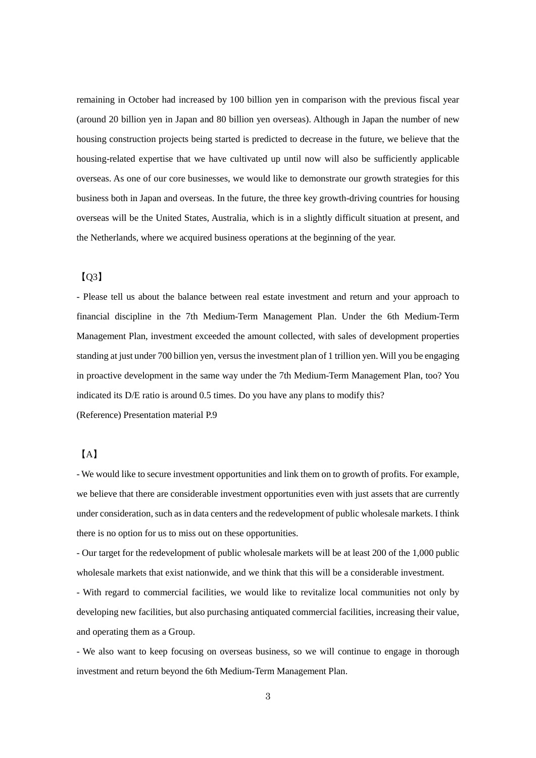remaining in October had increased by 100 billion yen in comparison with the previous fiscal year (around 20 billion yen in Japan and 80 billion yen overseas). Although in Japan the number of new housing construction projects being started is predicted to decrease in the future, we believe that the housing-related expertise that we have cultivated up until now will also be sufficiently applicable overseas. As one of our core businesses, we would like to demonstrate our growth strategies for this business both in Japan and overseas. In the future, the three key growth-driving countries for housing overseas will be the United States, Australia, which is in a slightly difficult situation at present, and the Netherlands, where we acquired business operations at the beginning of the year.

【Q3】

- Please tell us about the balance between real estate investment and return and your approach to financial discipline in the 7th Medium-Term Management Plan. Under the 6th Medium-Term Management Plan, investment exceeded the amount collected, with sales of development properties standing at just under 700 billion yen, versus the investment plan of 1 trillion yen. Will you be engaging in proactive development in the same way under the 7th Medium-Term Management Plan, too? You indicated its D/E ratio is around 0.5 times. Do you have any plans to modify this?

(Reference) Presentation material P.9

【A】

- We would like to secure investment opportunities and link them on to growth of profits. For example, we believe that there are considerable investment opportunities even with just assets that are currently under consideration, such as in data centers and the redevelopment of public wholesale markets. I think there is no option for us to miss out on these opportunities.

- Our target for the redevelopment of public wholesale markets will be at least 200 of the 1,000 public wholesale markets that exist nationwide, and we think that this will be a considerable investment.

- With regard to commercial facilities, we would like to revitalize local communities not only by developing new facilities, but also purchasing antiquated commercial facilities, increasing their value, and operating them as a Group.

- We also want to keep focusing on overseas business, so we will continue to engage in thorough investment and return beyond the 6th Medium-Term Management Plan.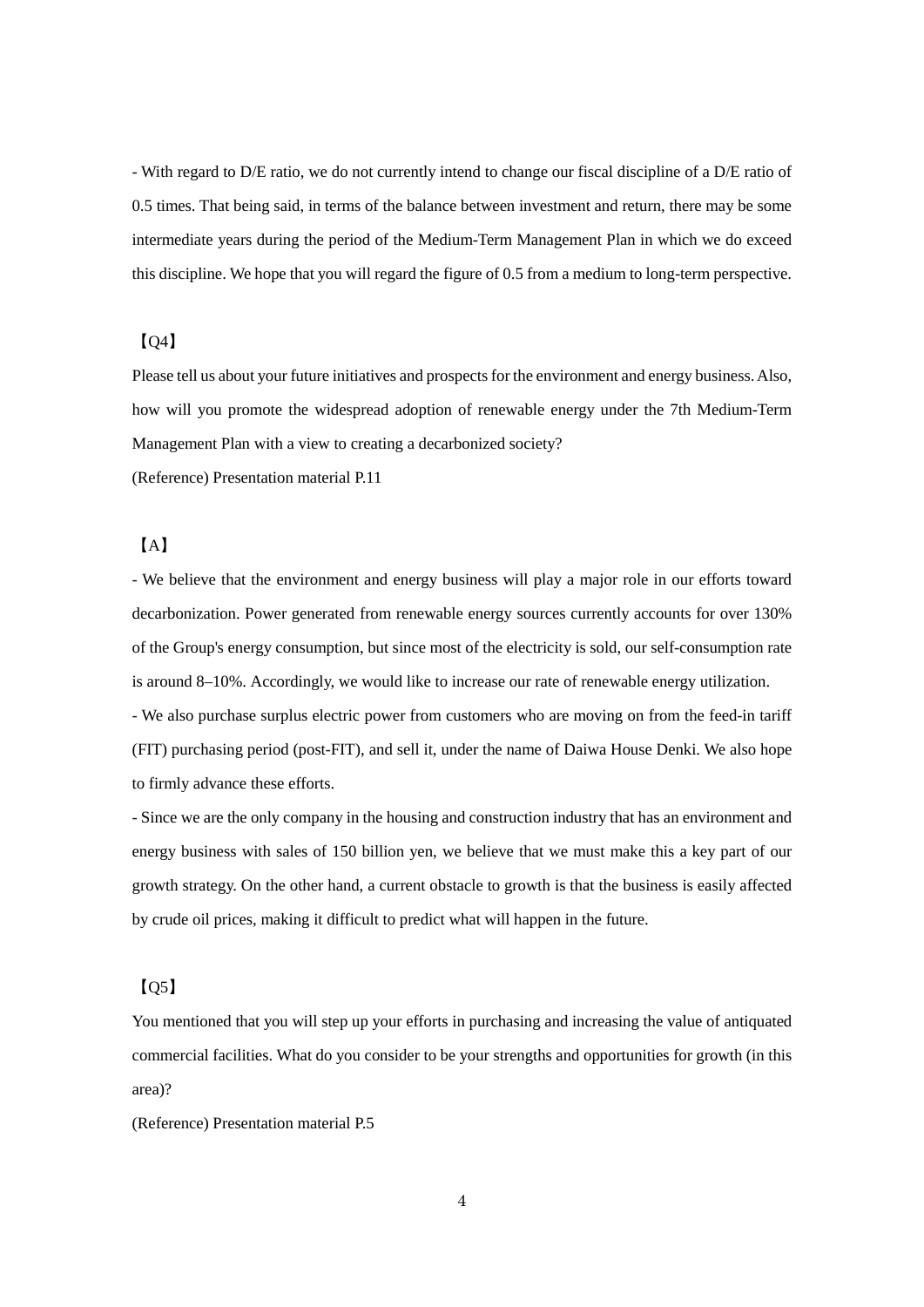- With regard to D/E ratio, we do not currently intend to change our fiscal discipline of a D/E ratio of 0.5 times. That being said, in terms of the balance between investment and return, there may be some intermediate years during the period of the Medium-Term Management Plan in which we do exceed this discipline. We hope that you will regard the figure of 0.5 from a medium to long-term perspective.

【Q4】

Please tell us about your future initiatives and prospects for the environment and energy business. Also, how will you promote the widespread adoption of renewable energy under the 7th Medium-Term Management Plan with a view to creating a decarbonized society?

(Reference) Presentation material P.11

【A】

- We believe that the environment and energy business will play a major role in our efforts toward decarbonization. Power generated from renewable energy sources currently accounts for over 130% of the Group's energy consumption, but since most of the electricity is sold, our self-consumption rate is around 8–10%. Accordingly, we would like to increase our rate of renewable energy utilization.

- We also purchase surplus electric power from customers who are moving on from the feed-in tariff (FIT) purchasing period (post-FIT), and sell it, under the name of Daiwa House Denki. We also hope to firmly advance these efforts.

- Since we are the only company in the housing and construction industry that has an environment and energy business with sales of 150 billion yen, we believe that we must make this a key part of our growth strategy. On the other hand, a current obstacle to growth is that the business is easily affected by crude oil prices, making it difficult to predict what will happen in the future.

【Q5】

You mentioned that you will step up your efforts in purchasing and increasing the value of antiquated commercial facilities. What do you consider to be your strengths and opportunities for growth (in this area)?

(Reference) Presentation material P.5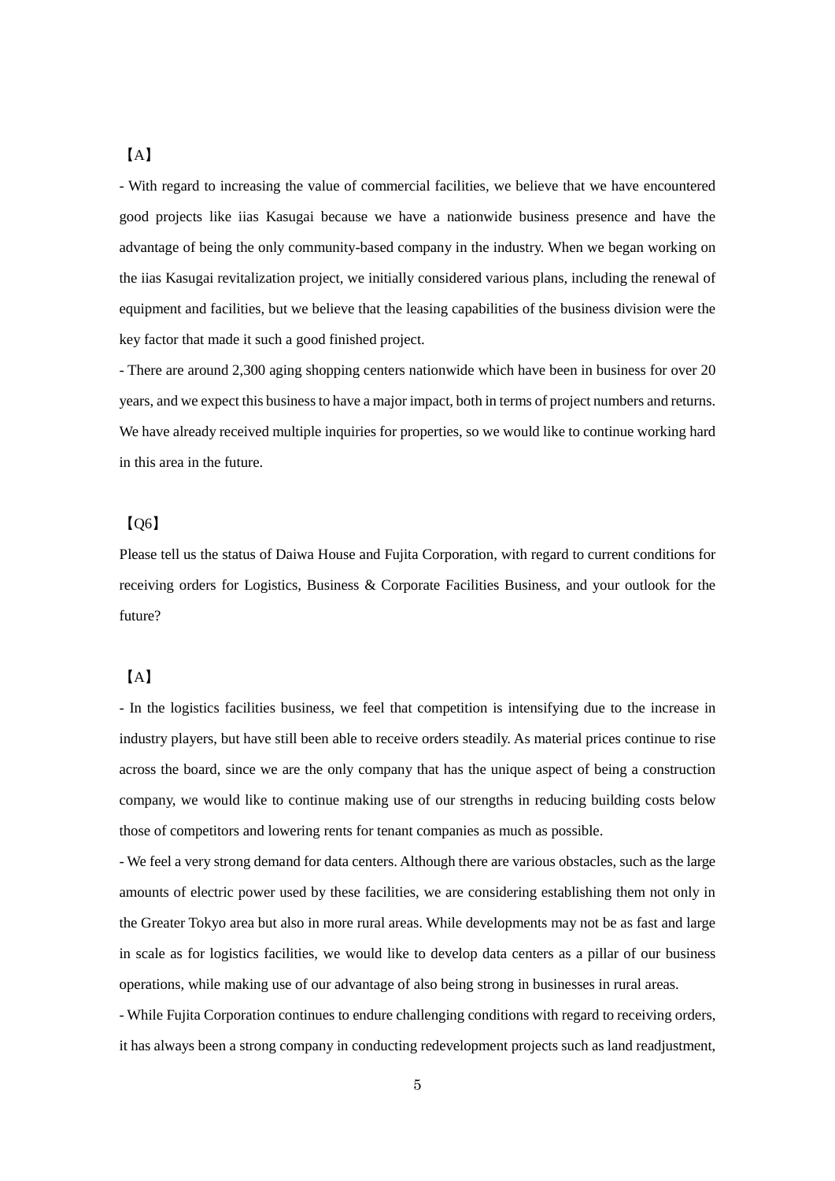【A】

- With regard to increasing the value of commercial facilities, we believe that we have encountered good projects like iias Kasugai because we have a nationwide business presence and have the advantage of being the only community-based company in the industry. When we began working on the iias Kasugai revitalization project, we initially considered various plans, including the renewal of equipment and facilities, but we believe that the leasing capabilities of the business division were the key factor that made it such a good finished project.

- There are around 2,300 aging shopping centers nationwide which have been in business for over 20 years, and we expect this business to have a major impact, both in terms of project numbers and returns. We have already received multiple inquiries for properties, so we would like to continue working hard in this area in the future.

【Q6】

Please tell us the status of Daiwa House and Fujita Corporation, with regard to current conditions for receiving orders for Logistics, Business & Corporate Facilities Business, and your outlook for the future?

【A】

- In the logistics facilities business, we feel that competition is intensifying due to the increase in industry players, but have still been able to receive orders steadily. As material prices continue to rise across the board, since we are the only company that has the unique aspect of being a construction company, we would like to continue making use of our strengths in reducing building costs below those of competitors and lowering rents for tenant companies as much as possible.

- We feel a very strong demand for data centers. Although there are various obstacles, such as the large amounts of electric power used by these facilities, we are considering establishing them not only in the Greater Tokyo area but also in more rural areas. While developments may not be as fast and large in scale as for logistics facilities, we would like to develop data centers as a pillar of our business operations, while making use of our advantage of also being strong in businesses in rural areas.

- While Fujita Corporation continues to endure challenging conditions with regard to receiving orders, it has always been a strong company in conducting redevelopment projects such as land readjustment,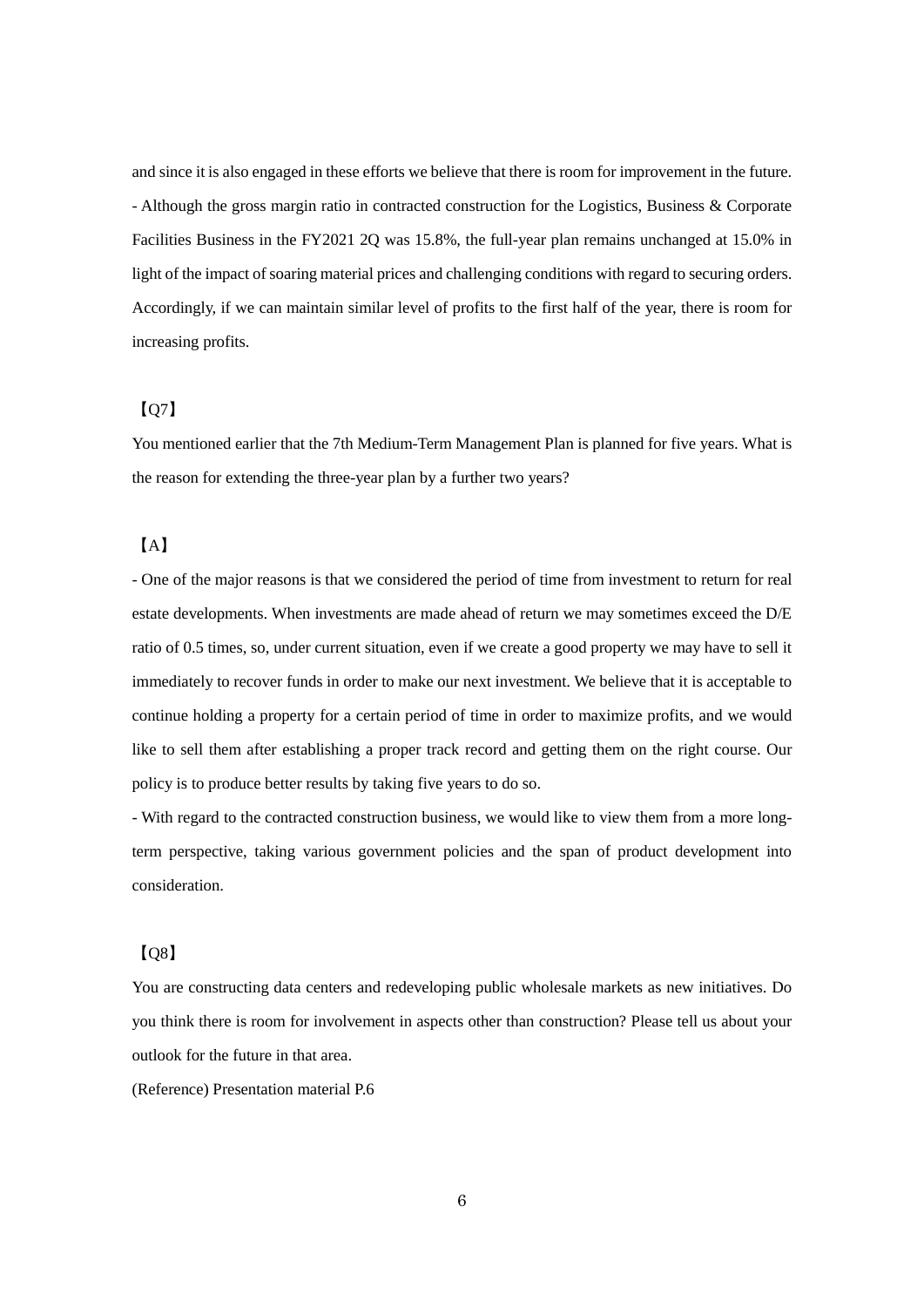and since it is also engaged in these efforts we believe that there is room for improvement in the future.

- Although the gross margin ratio in contracted construction for the Logistics, Business & Corporate Facilities Business in the FY2021 2Q was 15.8%, the full-year plan remains unchanged at 15.0% in light of the impact of soaring material prices and challenging conditions with regard to securing orders. Accordingly, if we can maintain similar level of profits to the first half of the year, there is room for increasing profits.

【Q7】

You mentioned earlier that the 7th Medium-Term Management Plan is planned for five years. What is the reason for extending the three-year plan by a further two years?

【A】

- One of the major reasons is that we considered the period of time from investment to return for real estate developments. When investments are made ahead of return we may sometimes exceed the D/E ratio of 0.5 times, so, under current situation, even if we create a good property we may have to sell it immediately to recover funds in order to make our next investment. We believe that it is acceptable to continue holding a property for a certain period of time in order to maximize profits, and we would like to sell them after establishing a proper track record and getting them on the right course. Our policy is to produce better results by taking five years to do so.

- With regard to the contracted construction business, we would like to view them from a more long-term perspective, taking various government policies and the span of product development into consideration.

【Q8】

You are constructing data centers and redeveloping public wholesale markets as new initiatives. Do you think there is room for involvement in aspects other than construction? Please tell us about your outlook for the future in that area.

(Reference) Presentation material P.6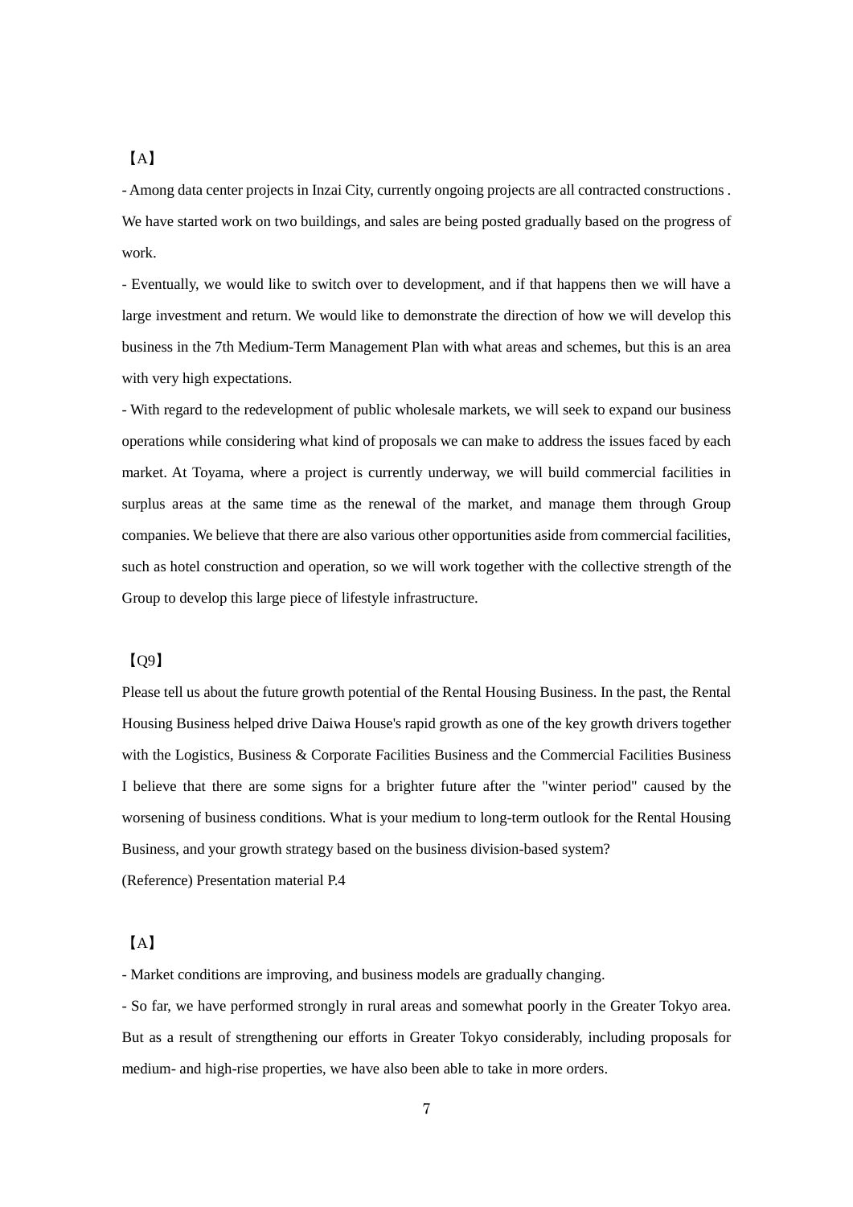【A】

- Among data center projects in Inzai City, currently ongoing projects are all contracted constructions . We have started work on two buildings, and sales are being posted gradually based on the progress of work.

- Eventually, we would like to switch over to development, and if that happens then we will have a large investment and return. We would like to demonstrate the direction of how we will develop this business in the 7th Medium-Term Management Plan with what areas and schemes, but this is an area with very high expectations.

- With regard to the redevelopment of public wholesale markets, we will seek to expand our business operations while considering what kind of proposals we can make to address the issues faced by each market. At Toyama, where a project is currently underway, we will build commercial facilities in surplus areas at the same time as the renewal of the market, and manage them through Group companies. We believe that there are also various other opportunities aside from commercial facilities, such as hotel construction and operation, so we will work together with the collective strength of the Group to develop this large piece of lifestyle infrastructure.

【Q9】

Please tell us about the future growth potential of the Rental Housing Business. In the past, the Rental Housing Business helped drive Daiwa House's rapid growth as one of the key growth drivers together with the Logistics, Business & Corporate Facilities Business and the Commercial Facilities Business I believe that there are some signs for a brighter future after the "winter period" caused by the worsening of business conditions. What is your medium to long-term outlook for the Rental Housing Business, and your growth strategy based on the business division-based system?

(Reference) Presentation material P.4

【A】

- Market conditions are improving, and business models are gradually changing.

- So far, we have performed strongly in rural areas and somewhat poorly in the Greater Tokyo area. But as a result of strengthening our efforts in Greater Tokyo considerably, including proposals for medium- and high-rise properties, we have also been able to take in more orders.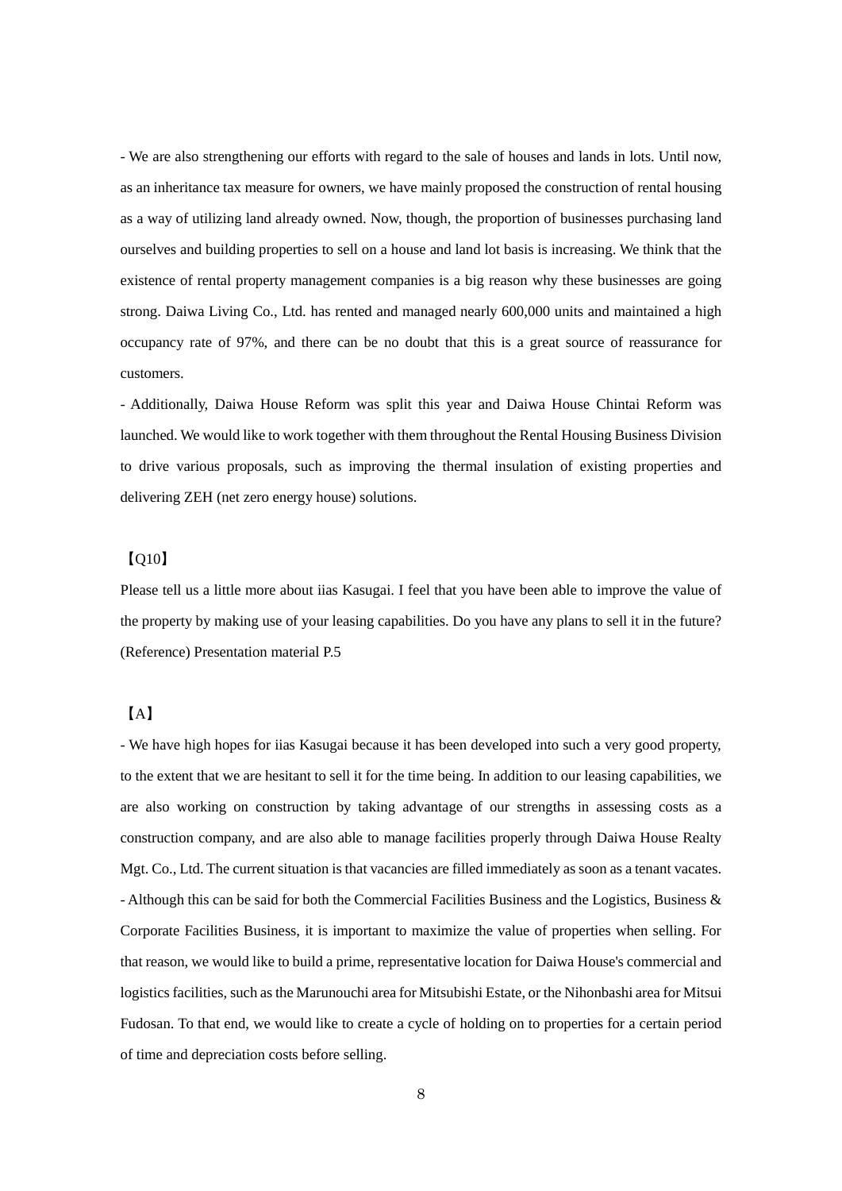- We are also strengthening our efforts with regard to the sale of houses and lands in lots. Until now, as an inheritance tax measure for owners, we have mainly proposed the construction of rental housing as a way of utilizing land already owned. Now, though, the proportion of businesses purchasing land ourselves and building properties to sell on a house and land lot basis is increasing. We think that the existence of rental property management companies is a big reason why these businesses are going strong. Daiwa Living Co., Ltd. has rented and managed nearly 600,000 units and maintained a high occupancy rate of 97%, and there can be no doubt that this is a great source of reassurance for customers.

- Additionally, Daiwa House Reform was split this year and Daiwa House Chintai Reform was launched. We would like to work together with them throughout the Rental Housing Business Division to drive various proposals, such as improving the thermal insulation of existing properties and delivering ZEH (net zero energy house) solutions.

【Q10】

Please tell us a little more about iias Kasugai. I feel that you have been able to improve the value of the property by making use of your leasing capabilities. Do you have any plans to sell it in the future?
(Reference) Presentation material P.5

【A】

- We have high hopes for iias Kasugai because it has been developed into such a very good property, to the extent that we are hesitant to sell it for the time being. In addition to our leasing capabilities, we are also working on construction by taking advantage of our strengths in assessing costs as a construction company, and are also able to manage facilities properly through Daiwa House Realty Mgt. Co., Ltd. The current situation is that vacancies are filled immediately as soon as a tenant vacates.

- Although this can be said for both the Commercial Facilities Business and the Logistics, Business & Corporate Facilities Business, it is important to maximize the value of properties when selling. For that reason, we would like to build a prime, representative location for Daiwa House's commercial and logistics facilities, such as the Marunouchi area for Mitsubishi Estate, or the Nihonbashi area for Mitsui Fudosan. To that end, we would like to create a cycle of holding on to properties for a certain period of time and depreciation costs before selling.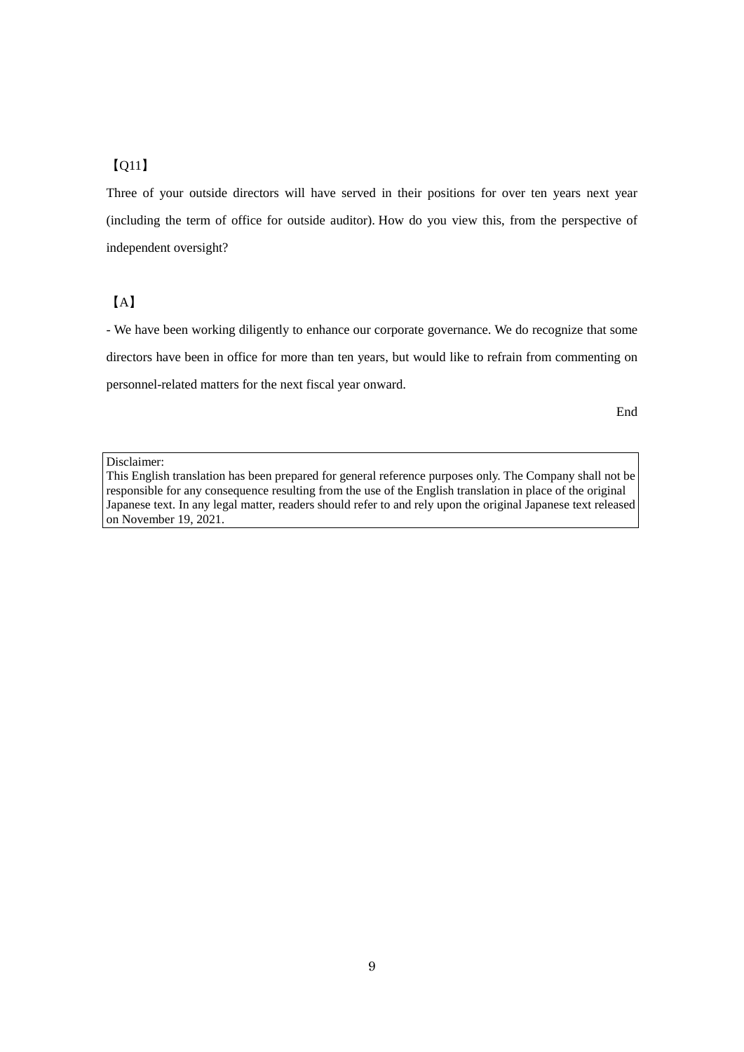【Q11】

Three of your outside directors will have served in their positions for over ten years next year (including the term of office for outside auditor). How do you view this, from the perspective of independent oversight?

【A】

- We have been working diligently to enhance our corporate governance. We do recognize that some directors have been in office for more than ten years, but would like to refrain from commenting on personnel-related matters for the next fiscal year onward.

End

Disclaimer:
This English translation has been prepared for general reference purposes only. The Company shall not be responsible for any consequence resulting from the use of the English translation in place of the original Japanese text. In any legal matter, readers should refer to and rely upon the original Japanese text released on November 19, 2021.